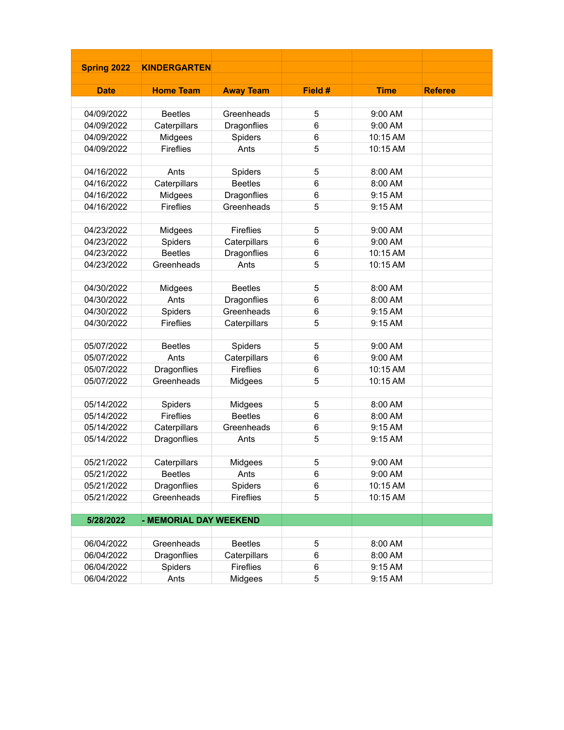| Spring 2022 | KINDERGARTEN | | | | |
|---|---|---|---|---|---|
| **Date** | **Home Team** | **Away Team** | **Field #** | **Time** | **Referee** |
| | | | | | |
| 04/09/2022 | Beetles | Greenheads | 5 | 9:00 AM | |
| 04/09/2022 | Caterpillars | Dragonflies | 6 | 9:00 AM | |
| 04/09/2022 | Midgees | Spiders | 6 | 10:15 AM | |
| 04/09/2022 | Fireflies | Ants | 5 | 10:15 AM | |
| | | | | | |
| 04/16/2022 | Ants | Spiders | 5 | 8:00 AM | |
| 04/16/2022 | Caterpillars | Beetles | 6 | 8:00 AM | |
| 04/16/2022 | Midgees | Dragonflies | 6 | 9:15 AM | |
| 04/16/2022 | Fireflies | Greenheads | 5 | 9:15 AM | |
| | | | | | |
| 04/23/2022 | Midgees | Fireflies | 5 | 9:00 AM | |
| 04/23/2022 | Spiders | Caterpillars | 6 | 9:00 AM | |
| 04/23/2022 | Beetles | Dragonflies | 6 | 10:15 AM | |
| 04/23/2022 | Greenheads | Ants | 5 | 10:15 AM | |
| | | | | | |
| 04/30/2022 | Midgees | Beetles | 5 | 8:00 AM | |
| 04/30/2022 | Ants | Dragonflies | 6 | 8:00 AM | |
| 04/30/2022 | Spiders | Greenheads | 6 | 9:15 AM | |
| 04/30/2022 | Fireflies | Caterpillars | 5 | 9:15 AM | |
| | | | | | |
| 05/07/2022 | Beetles | Spiders | 5 | 9:00 AM | |
| 05/07/2022 | Ants | Caterpillars | 6 | 9:00 AM | |
| 05/07/2022 | Dragonflies | Fireflies | 6 | 10:15 AM | |
| 05/07/2022 | Greenheads | Midgees | 5 | 10:15 AM | |
| | | | | | |
| 05/14/2022 | Spiders | Midgees | 5 | 8:00 AM | |
| 05/14/2022 | Fireflies | Beetles | 6 | 8:00 AM | |
| 05/14/2022 | Caterpillars | Greenheads | 6 | 9:15 AM | |
| 05/14/2022 | Dragonflies | Ants | 5 | 9:15 AM | |
| | | | | | |
| 05/21/2022 | Caterpillars | Midgees | 5 | 9:00 AM | |
| 05/21/2022 | Beetles | Ants | 6 | 9:00 AM | |
| 05/21/2022 | Dragonflies | Spiders | 6 | 10:15 AM | |
| 05/21/2022 | Greenheads | Fireflies | 5 | 10:15 AM | |
| | | | | | |
| **5/28/2022** | **- MEMORIAL DAY WEEKEND** | | | | |
| | | | | | |
| 06/04/2022 | Greenheads | Beetles | 5 | 8:00 AM | |
| 06/04/2022 | Dragonflies | Caterpillars | 6 | 8:00 AM | |
| 06/04/2022 | Spiders | Fireflies | 6 | 9:15 AM | |
| 06/04/2022 | Ants | Midgees | 5 | 9:15 AM | |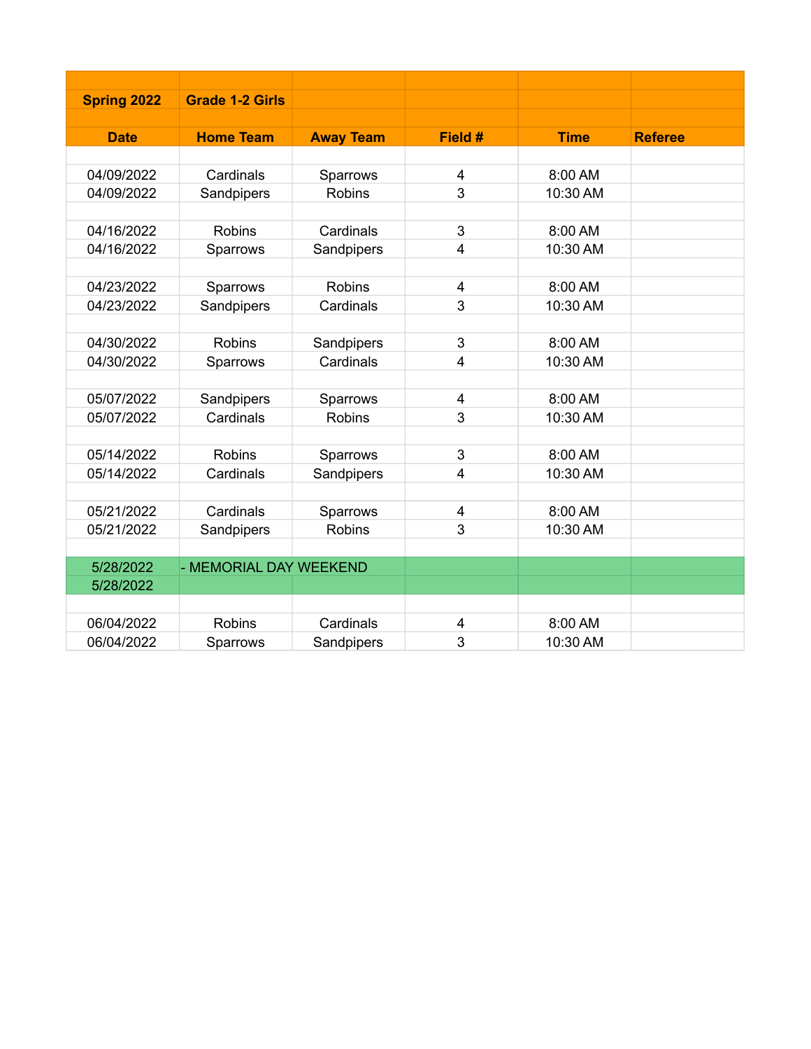| Spring 2022 | Grade 1-2 Girls | | | | |
|---|---|---|---|---|---|
| **Date** | **Home Team** | **Away Team** | **Field #** | **Time** | **Referee** |
| | | | | | |
| 04/09/2022 | Cardinals | Sparrows | 4 | 8:00 AM | |
| 04/09/2022 | Sandpipers | Robins | 3 | 10:30 AM | |
| | | | | | |
| 04/16/2022 | Robins | Cardinals | 3 | 8:00 AM | |
| 04/16/2022 | Sparrows | Sandpipers | 4 | 10:30 AM | |
| | | | | | |
| 04/23/2022 | Sparrows | Robins | 4 | 8:00 AM | |
| 04/23/2022 | Sandpipers | Cardinals | 3 | 10:30 AM | |
| | | | | | |
| 04/30/2022 | Robins | Sandpipers | 3 | 8:00 AM | |
| 04/30/2022 | Sparrows | Cardinals | 4 | 10:30 AM | |
| | | | | | |
| 05/07/2022 | Sandpipers | Sparrows | 4 | 8:00 AM | |
| 05/07/2022 | Cardinals | Robins | 3 | 10:30 AM | |
| | | | | | |
| 05/14/2022 | Robins | Sparrows | 3 | 8:00 AM | |
| 05/14/2022 | Cardinals | Sandpipers | 4 | 10:30 AM | |
| | | | | | |
| 05/21/2022 | Cardinals | Sparrows | 4 | 8:00 AM | |
| 05/21/2022 | Sandpipers | Robins | 3 | 10:30 AM | |
| | | | | | |
| 5/28/2022 | - MEMORIAL DAY WEEKEND | | | | |
| 5/28/2022 | | | | | |
| | | | | | |
| 06/04/2022 | Robins | Cardinals | 4 | 8:00 AM | |
| 06/04/2022 | Sparrows | Sandpipers | 3 | 10:30 AM | |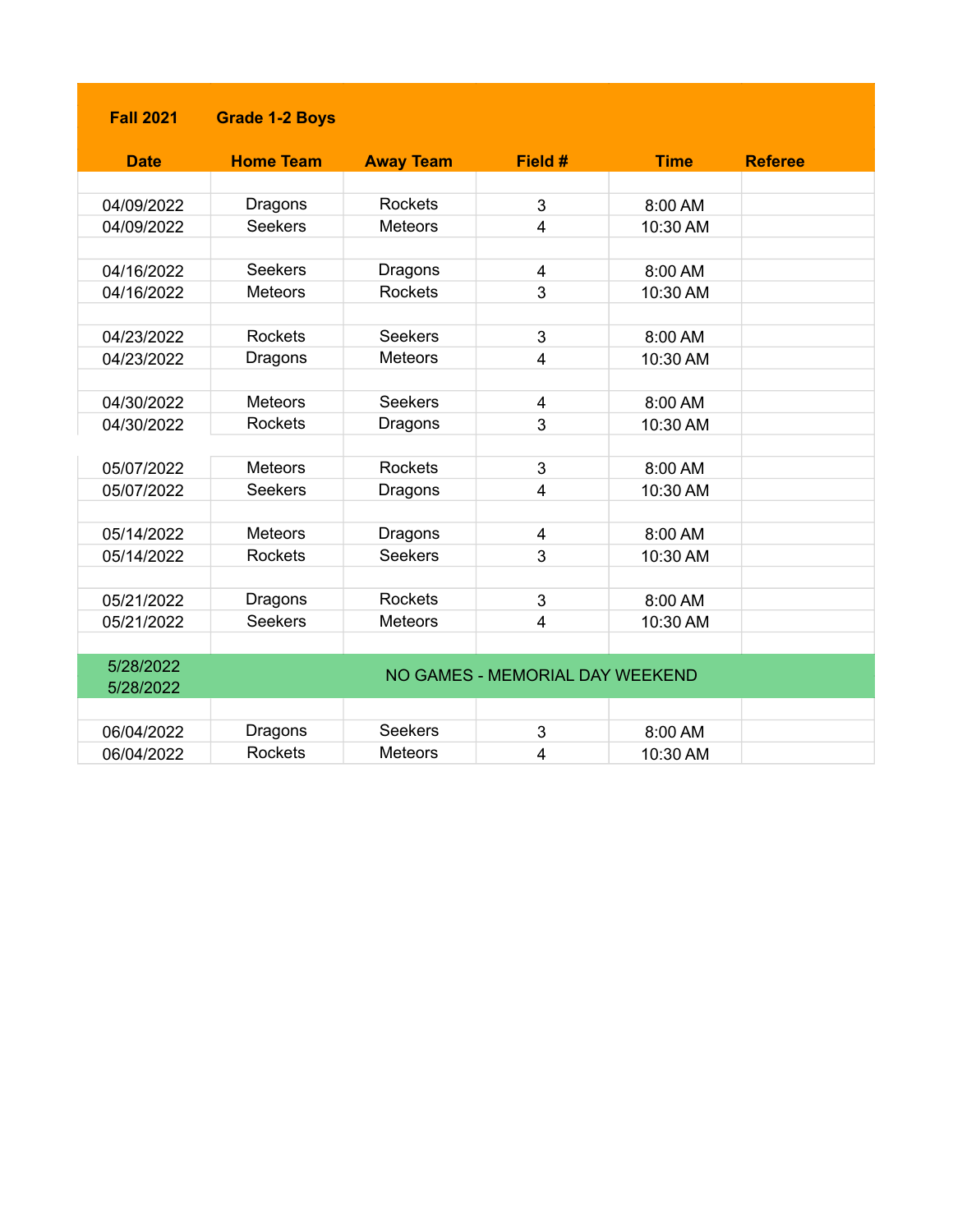| Fall 2021 | Grade 1-2 Boys | | | | |
|---|---|---|---|---|---|
| **Date** | **Home Team** | **Away Team** | **Field #** | **Time** | **Referee** |
| | | | | | |
| 04/09/2022 | Dragons | Rockets | 3 | 8:00 AM | |
| 04/09/2022 | Seekers | Meteors | 4 | 10:30 AM | |
| | | | | | |
| 04/16/2022 | Seekers | Dragons | 4 | 8:00 AM | |
| 04/16/2022 | Meteors | Rockets | 3 | 10:30 AM | |
| | | | | | |
| 04/23/2022 | Rockets | Seekers | 3 | 8:00 AM | |
| 04/23/2022 | Dragons | Meteors | 4 | 10:30 AM | |
| | | | | | |
| 04/30/2022 | Meteors | Seekers | 4 | 8:00 AM | |
| 04/30/2022 | Rockets | Dragons | 3 | 10:30 AM | |
| | | | | | |
| 05/07/2022 | Meteors | Rockets | 3 | 8:00 AM | |
| 05/07/2022 | Seekers | Dragons | 4 | 10:30 AM | |
| | | | | | |
| 05/14/2022 | Meteors | Dragons | 4 | 8:00 AM | |
| 05/14/2022 | Rockets | Seekers | 3 | 10:30 AM | |
| | | | | | |
| 05/21/2022 | Dragons | Rockets | 3 | 8:00 AM | |
| 05/21/2022 | Seekers | Meteors | 4 | 10:30 AM | |
| | | | | | |
| 5/28/2022<br>5/28/2022 | NO GAMES - MEMORIAL DAY WEEKEND | | | | |
| | | | | | |
| 06/04/2022 | Dragons | Seekers | 3 | 8:00 AM | |
| 06/04/2022 | Rockets | Meteors | 4 | 10:30 AM | |